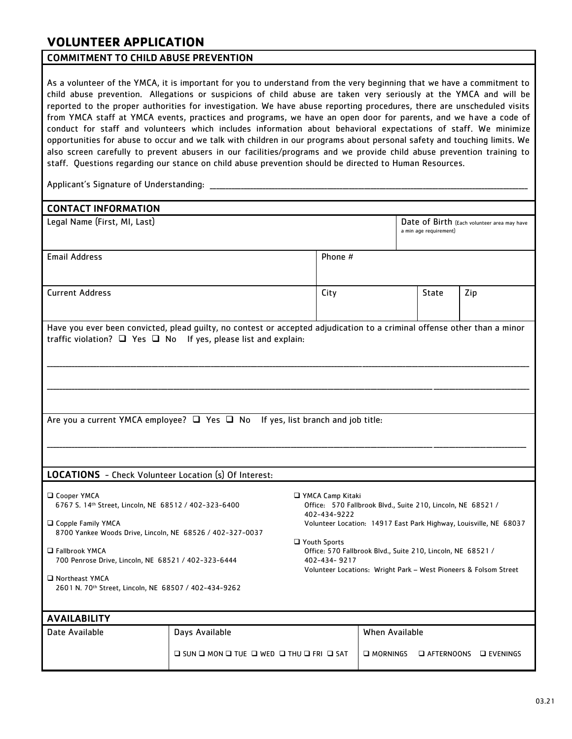# VOLUNTEER APPLICATION

## COMMITMENT TO CHILD ABUSE PREVENTION

As a volunteer of the YMCA, it is important for you to understand from the very beginning that we have a commitment to child abuse prevention. Allegations or suspicions of child abuse are taken very seriously at the YMCA and will be reported to the proper authorities for investigation. We have abuse reporting procedures, there are unscheduled visits from YMCA staff at YMCA events, practices and programs, we have an open door for parents, and we have a code of conduct for staff and volunteers which includes information about behavioral expectations of staff. We minimize opportunities for abuse to occur and we talk with children in our programs about personal safety and touching limits. We also screen carefully to prevent abusers in our facilities/programs and we provide child abuse prevention training to staff. Questions regarding our stance on child abuse prevention should be directed to Human Resources.

Applicant's Signature of Understanding: ______________________________________________

## CONTACT INFORMATION

| Legal Name (First, MI, Last) | | | Date of Birth (Each volunteer area may have a min age requirement) |
|---|---|---|---|
| **Email Address** | **Phone #** | | |
| **Current Address** | **City** | **State** | **Zip** |

Have you ever been convicted, plead guilty, no contest or accepted adjudication to a criminal offense other than a minor traffic violation? ☐ Yes ☐ No If yes, please list and explain:

______________________________________________

______________________________________________

Are you a current YMCA employee? ☐ Yes ☐ No If yes, list branch and job title:

______________________________________________

## LOCATIONS - Check Volunteer Location (s) Of Interest:

- ☐ Cooper YMCA
  6767 S. 14th Street, Lincoln, NE 68512 / 402-323-6400
- ☐ Copple Family YMCA
  8700 Yankee Woods Drive, Lincoln, NE 68526 / 402-327-0037
- ☐ Fallbrook YMCA
  700 Penrose Drive, Lincoln, NE 68521 / 402-323-6444
- ☐ Northeast YMCA
  2601 N. 70th Street, Lincoln, NE 68507 / 402-434-9262
- ☐ YMCA Camp Kitaki
  Office: 570 Fallbrook Blvd., Suite 210, Lincoln, NE 68521 / 402-434-9222
  Volunteer Location: 14917 East Park Highway, Louisville, NE 68037
- ☐ Youth Sports
  Office: 570 Fallbrook Blvd., Suite 210, Lincoln, NE 68521 / 402-434- 9217
  Volunteer Locations: Wright Park – West Pioneers & Folsom Street

## AVAILABILITY

| Date Available | Days Available | When Available |
|---|---|---|
| | ☐ SUN ☐ MON ☐ TUE ☐ WED ☐ THU ☐ FRI ☐ SAT | ☐ MORNINGS ☐ AFTERNOONS ☐ EVENINGS |

03.21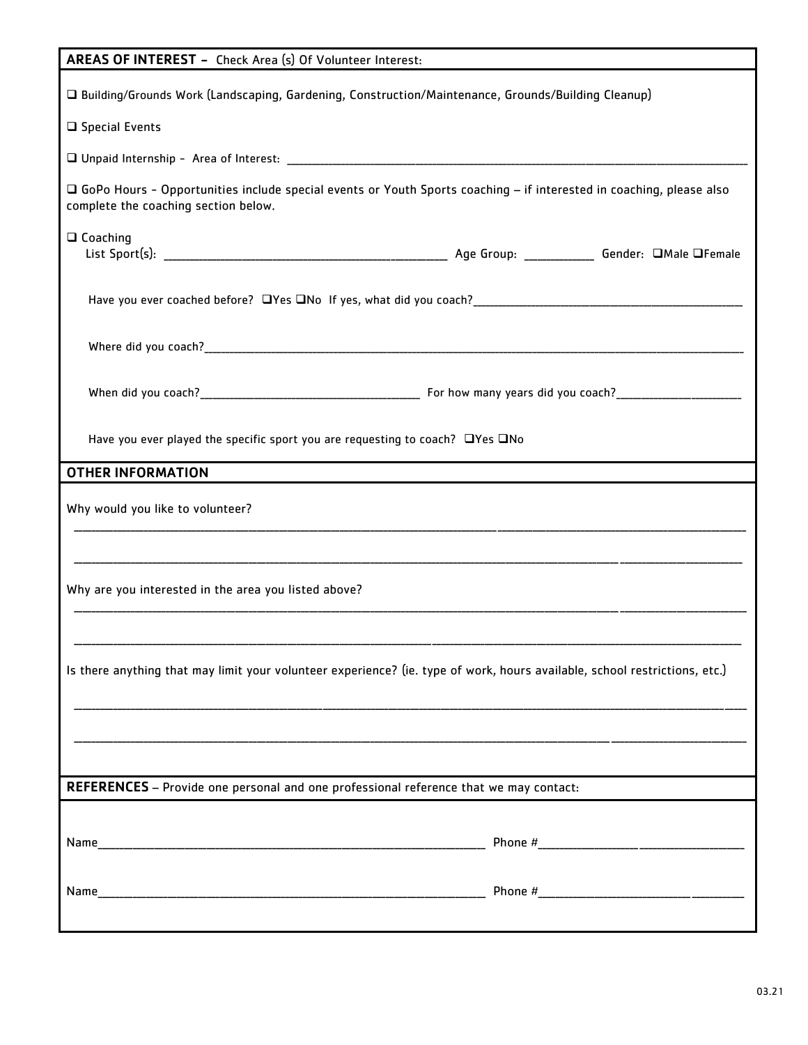## AREAS OF INTEREST – Check Area (s) Of Volunteer Interest:

☐ Building/Grounds Work (Landscaping, Gardening, Construction/Maintenance, Grounds/Building Cleanup)

☐ Special Events

☐ Unpaid Internship - Area of Interest: ______________________________

☐ GoPo Hours - Opportunities include special events or Youth Sports coaching – if interested in coaching, please also complete the coaching section below.

☐ Coaching
List Sport(s): ______________________ Age Group: __________ Gender: ☐Male ☐Female

Have you ever coached before? ☐Yes ☐No If yes, what did you coach?______________________

Where did you coach?______________________________

When did you coach?______________________ For how many years did you coach?______________

Have you ever played the specific sport you are requesting to coach? ☐Yes ☐No

## OTHER INFORMATION

Why would you like to volunteer?

______________________________________________________________________

______________________________________________________________________

Why are you interested in the area you listed above?

______________________________________________________________________

______________________________________________________________________

Is there anything that may limit your volunteer experience? (ie. type of work, hours available, school restrictions, etc.)

______________________________________________________________________

______________________________________________________________________

## REFERENCES – Provide one personal and one professional reference that we may contact:

Name______________________________ Phone #______________________

Name______________________________ Phone #______________________

03.21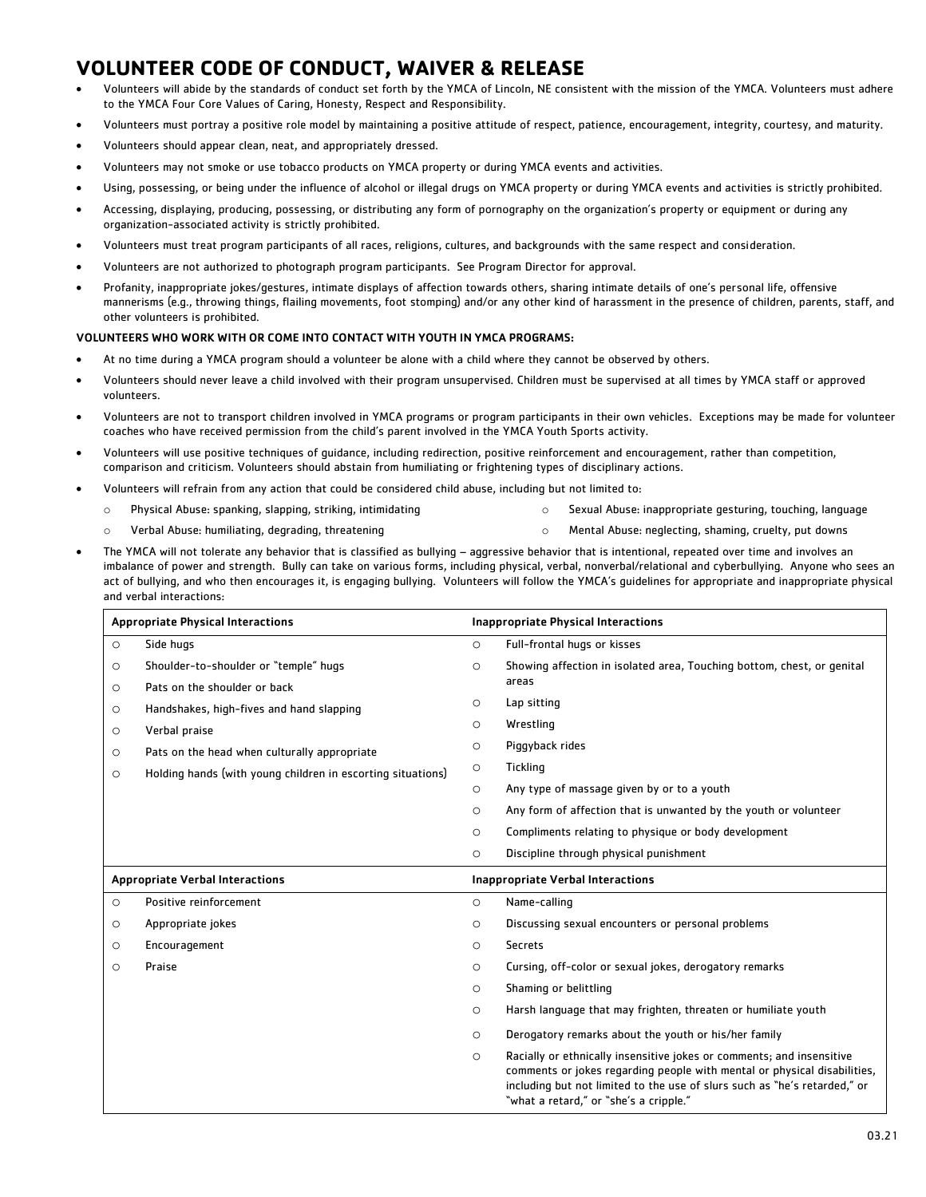# VOLUNTEER CODE OF CONDUCT, WAIVER & RELEASE

- Volunteers will abide by the standards of conduct set forth by the YMCA of Lincoln, NE consistent with the mission of the YMCA. Volunteers must adhere to the YMCA Four Core Values of Caring, Honesty, Respect and Responsibility.
- Volunteers must portray a positive role model by maintaining a positive attitude of respect, patience, encouragement, integrity, courtesy, and maturity.
- Volunteers should appear clean, neat, and appropriately dressed.
- Volunteers may not smoke or use tobacco products on YMCA property or during YMCA events and activities.
- Using, possessing, or being under the influence of alcohol or illegal drugs on YMCA property or during YMCA events and activities is strictly prohibited.
- Accessing, displaying, producing, possessing, or distributing any form of pornography on the organization's property or equipment or during any organization-associated activity is strictly prohibited.
- Volunteers must treat program participants of all races, religions, cultures, and backgrounds with the same respect and consideration.
- Volunteers are not authorized to photograph program participants. See Program Director for approval.
- Profanity, inappropriate jokes/gestures, intimate displays of affection towards others, sharing intimate details of one's personal life, offensive mannerisms (e.g., throwing things, flailing movements, foot stomping) and/or any other kind of harassment in the presence of children, parents, staff, and other volunteers is prohibited.

**VOLUNTEERS WHO WORK WITH OR COME INTO CONTACT WITH YOUTH IN YMCA PROGRAMS:**

- At no time during a YMCA program should a volunteer be alone with a child where they cannot be observed by others.
- Volunteers should never leave a child involved with their program unsupervised. Children must be supervised at all times by YMCA staff or approved volunteers.
- Volunteers are not to transport children involved in YMCA programs or program participants in their own vehicles. Exceptions may be made for volunteer coaches who have received permission from the child's parent involved in the YMCA Youth Sports activity.
- Volunteers will use positive techniques of guidance, including redirection, positive reinforcement and encouragement, rather than competition, comparison and criticism. Volunteers should abstain from humiliating or frightening types of disciplinary actions.
- Volunteers will refrain from any action that could be considered child abuse, including but not limited to:
  - Physical Abuse: spanking, slapping, striking, intimidating
  - Sexual Abuse: inappropriate gesturing, touching, language
  - Verbal Abuse: humiliating, degrading, threatening
  - Mental Abuse: neglecting, shaming, cruelty, put downs
- The YMCA will not tolerate any behavior that is classified as bullying – aggressive behavior that is intentional, repeated over time and involves an imbalance of power and strength. Bully can take on various forms, including physical, verbal, nonverbal/relational and cyberbullying. Anyone who sees an act of bullying, and who then encourages it, is engaging bullying. Volunteers will follow the YMCA's guidelines for appropriate and inappropriate physical and verbal interactions:

| Appropriate Physical Interactions | Inappropriate Physical Interactions |
|---|---|
| Side hugs | Full-frontal hugs or kisses |
| Shoulder-to-shoulder or "temple" hugs | Showing affection in isolated area, Touching bottom, chest, or genital areas |
| Pats on the shoulder or back | Lap sitting |
| Handshakes, high-fives and hand slapping | Wrestling |
| Verbal praise | Piggyback rides |
| Pats on the head when culturally appropriate | Tickling |
| Holding hands (with young children in escorting situations) | Any type of massage given by or to a youth |
| | Any form of affection that is unwanted by the youth or volunteer |
| | Compliments relating to physique or body development |
| | Discipline through physical punishment |
| **Appropriate Verbal Interactions** | **Inappropriate Verbal Interactions** |
| Positive reinforcement | Name-calling |
| Appropriate jokes | Discussing sexual encounters or personal problems |
| Encouragement | Secrets |
| Praise | Cursing, off-color or sexual jokes, derogatory remarks |
| | Shaming or belittling |
| | Harsh language that may frighten, threaten or humiliate youth |
| | Derogatory remarks about the youth or his/her family |
| | Racially or ethnically insensitive jokes or comments; and insensitive comments or jokes regarding people with mental or physical disabilities, including but not limited to the use of slurs such as "he's retarded," or "what a retard," or "she's a cripple." |

03.21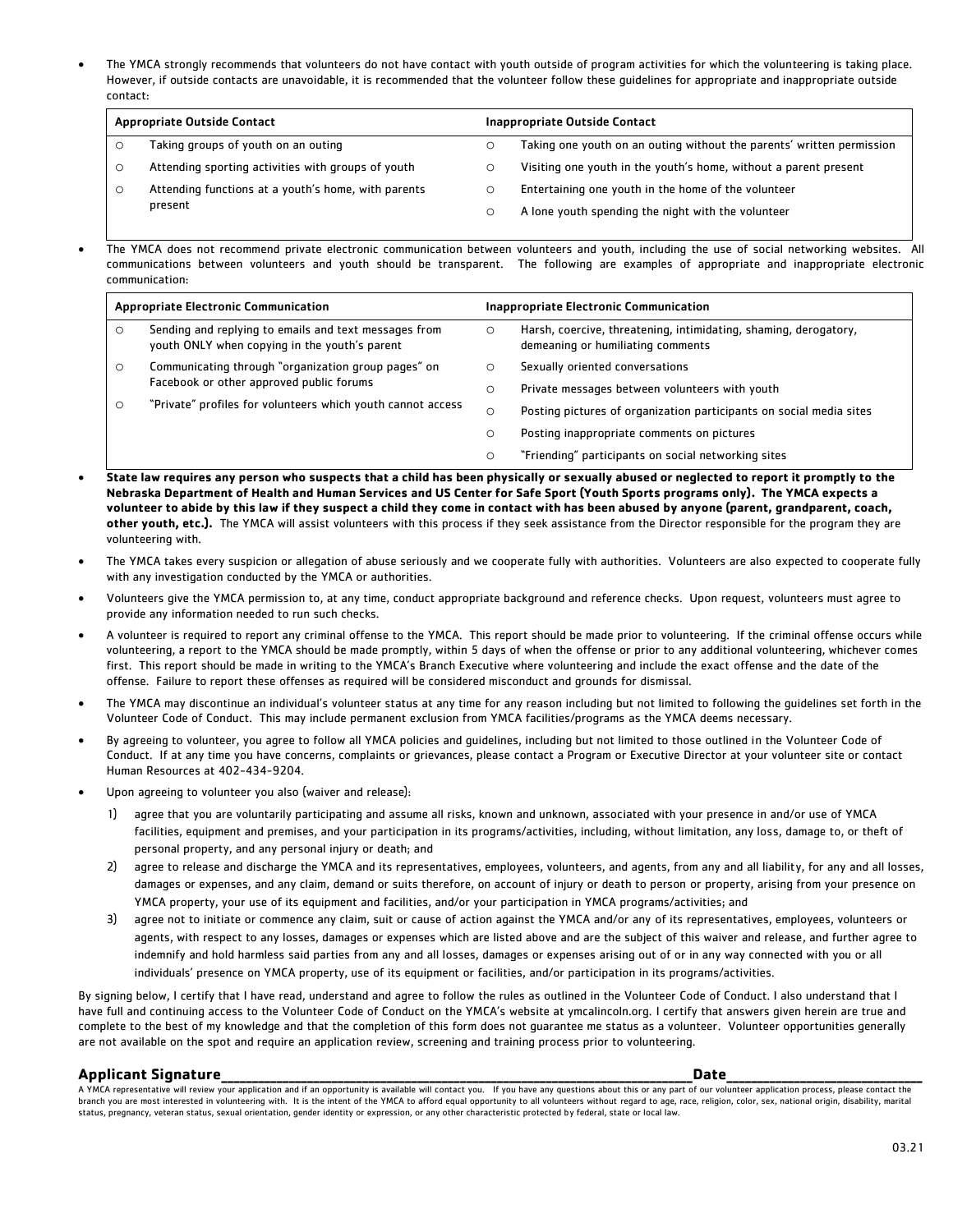- The YMCA strongly recommends that volunteers do not have contact with youth outside of program activities for which the volunteering is taking place. However, if outside contacts are unavoidable, it is recommended that the volunteer follow these guidelines for appropriate and inappropriate outside contact:

| Appropriate Outside Contact | Inappropriate Outside Contact |
|---|---|
| ○ Taking groups of youth on an outing | ○ Taking one youth on an outing without the parents' written permission |
| ○ Attending sporting activities with groups of youth | ○ Visiting one youth in the youth's home, without a parent present |
| ○ Attending functions at a youth's home, with parents present | ○ Entertaining one youth in the home of the volunteer |
| | ○ A lone youth spending the night with the volunteer |

- The YMCA does not recommend private electronic communication between volunteers and youth, including the use of social networking websites. All communications between volunteers and youth should be transparent. The following are examples of appropriate and inappropriate electronic communication:

| Appropriate Electronic Communication | Inappropriate Electronic Communication |
|---|---|
| ○ Sending and replying to emails and text messages from youth ONLY when copying in the youth's parent | ○ Harsh, coercive, threatening, intimidating, shaming, derogatory, demeaning or humiliating comments |
| ○ Communicating through "organization group pages" on Facebook or other approved public forums | ○ Sexually oriented conversations |
| | ○ Private messages between volunteers with youth |
| ○ "Private" profiles for volunteers which youth cannot access | ○ Posting pictures of organization participants on social media sites |
| | ○ Posting inappropriate comments on pictures |
| | ○ "Friending" participants on social networking sites |

- **State law requires any person who suspects that a child has been physically or sexually abused or neglected to report it promptly to the Nebraska Department of Health and Human Services and US Center for Safe Sport (Youth Sports programs only). The YMCA expects a volunteer to abide by this law if they suspect a child they come in contact with has been abused by anyone (parent, grandparent, coach, other youth, etc.).** The YMCA will assist volunteers with this process if they seek assistance from the Director responsible for the program they are volunteering with.
- The YMCA takes every suspicion or allegation of abuse seriously and we cooperate fully with authorities. Volunteers are also expected to cooperate fully with any investigation conducted by the YMCA or authorities.
- Volunteers give the YMCA permission to, at any time, conduct appropriate background and reference checks. Upon request, volunteers must agree to provide any information needed to run such checks.
- A volunteer is required to report any criminal offense to the YMCA. This report should be made prior to volunteering. If the criminal offense occurs while volunteering, a report to the YMCA should be made promptly, within 5 days of when the offense or prior to any additional volunteering, whichever comes first. This report should be made in writing to the YMCA's Branch Executive where volunteering and include the exact offense and the date of the offense. Failure to report these offenses as required will be considered misconduct and grounds for dismissal.
- The YMCA may discontinue an individual's volunteer status at any time for any reason including but not limited to following the guidelines set forth in the Volunteer Code of Conduct. This may include permanent exclusion from YMCA facilities/programs as the YMCA deems necessary.
- By agreeing to volunteer, you agree to follow all YMCA policies and guidelines, including but not limited to those outlined in the Volunteer Code of Conduct. If at any time you have concerns, complaints or grievances, please contact a Program or Executive Director at your volunteer site or contact Human Resources at 402-434-9204.
- Upon agreeing to volunteer you also (waiver and release):
  1) agree that you are voluntarily participating and assume all risks, known and unknown, associated with your presence in and/or use of YMCA facilities, equipment and premises, and your participation in its programs/activities, including, without limitation, any loss, damage to, or theft of personal property, and any personal injury or death; and
  2) agree to release and discharge the YMCA and its representatives, employees, volunteers, and agents, from any and all liability, for any and all losses, damages or expenses, and any claim, demand or suits therefore, on account of injury or death to person or property, arising from your presence on YMCA property, your use of its equipment and facilities, and/or your participation in YMCA programs/activities; and
  3) agree not to initiate or commence any claim, suit or cause of action against the YMCA and/or any of its representatives, employees, volunteers or agents, with respect to any losses, damages or expenses which are listed above and are the subject of this waiver and release, and further agree to indemnify and hold harmless said parties from any and all losses, damages or expenses arising out of or in any way connected with you or all individuals' presence on YMCA property, use of its equipment or facilities, and/or participation in its programs/activities.

By signing below, I certify that I have read, understand and agree to follow the rules as outlined in the Volunteer Code of Conduct. I also understand that I have full and continuing access to the Volunteer Code of Conduct on the YMCA's website at ymcalincoln.org. I certify that answers given herein are true and complete to the best of my knowledge and that the completion of this form does not guarantee me status as a volunteer. Volunteer opportunities generally are not available on the spot and require an application review, screening and training process prior to volunteering.

**Applicant Signature**\_\_\_\_\_\_\_\_\_\_\_\_\_\_\_\_\_\_\_\_\_\_\_\_\_\_\_\_\_\_\_\_\_\_\_\_\_\_\_\_\_\_\_\_ **Date**\_\_\_\_\_\_\_\_\_\_\_\_\_\_\_\_\_\_

A YMCA representative will review your application and if an opportunity is available will contact you. If you have any questions about this or any part of our volunteer application process, please contact the branch you are most interested in volunteering with. It is the intent of the YMCA to afford equal opportunity to all volunteers without regard to age, race, religion, color, sex, national origin, disability, marital status, pregnancy, veteran status, sexual orientation, gender identity or expression, or any other characteristic protected by federal, state or local law.

03.21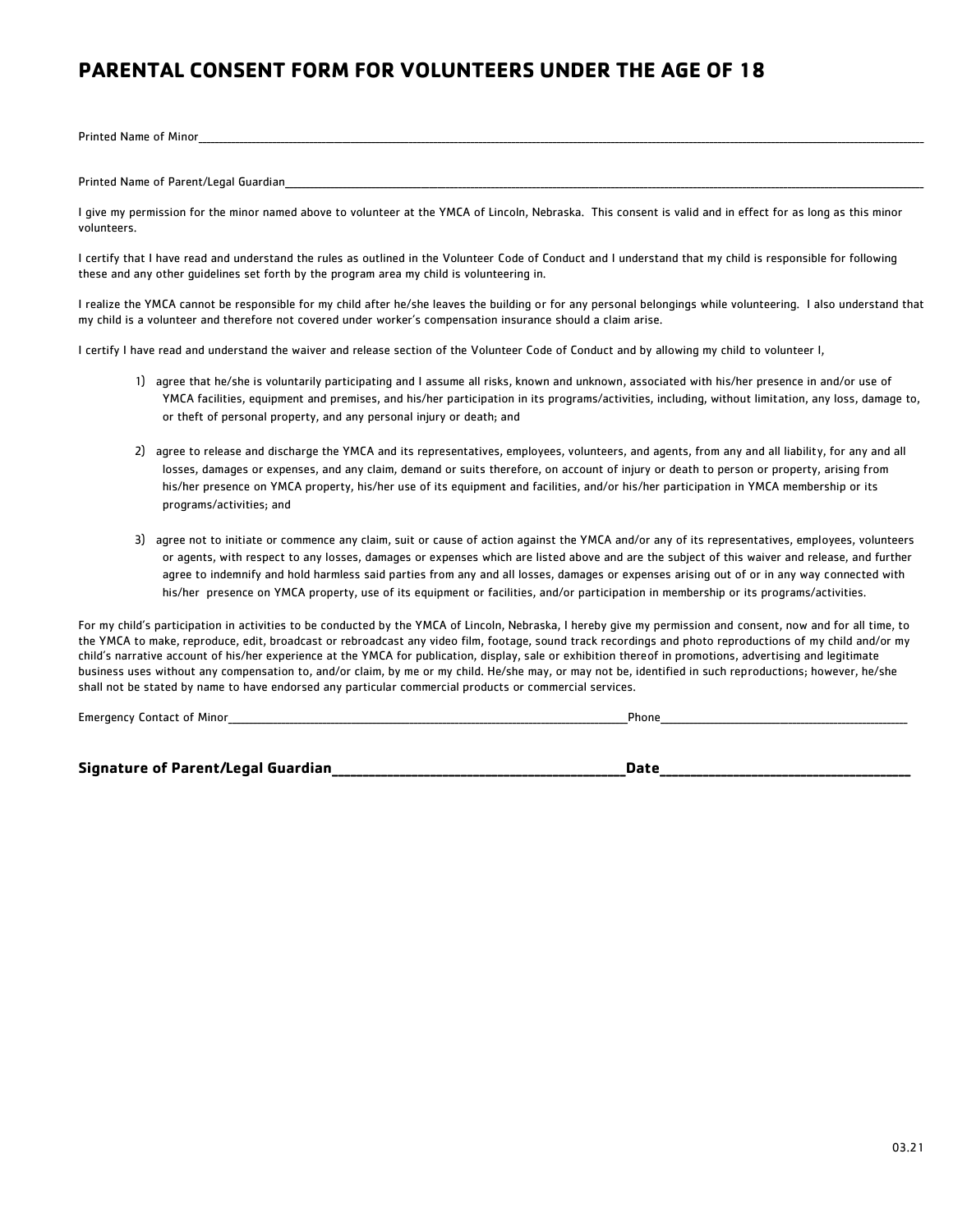# PARENTAL CONSENT FORM FOR VOLUNTEERS UNDER THE AGE OF 18

Printed Name of Minor\_\_\_\_\_\_\_\_\_\_\_\_\_\_\_\_\_\_\_\_\_\_\_\_\_\_\_\_\_\_\_\_\_\_\_\_\_\_\_\_\_\_\_\_\_\_\_\_\_\_\_\_\_\_\_\_\_\_\_\_

Printed Name of Parent/Legal Guardian\_\_\_\_\_\_\_\_\_\_\_\_\_\_\_\_\_\_\_\_\_\_\_\_\_\_\_\_\_\_\_\_\_\_\_\_\_\_\_\_\_\_\_\_\_\_\_\_

I give my permission for the minor named above to volunteer at the YMCA of Lincoln, Nebraska. This consent is valid and in effect for as long as this minor volunteers.

I certify that I have read and understand the rules as outlined in the Volunteer Code of Conduct and I understand that my child is responsible for following these and any other guidelines set forth by the program area my child is volunteering in.

I realize the YMCA cannot be responsible for my child after he/she leaves the building or for any personal belongings while volunteering. I also understand that my child is a volunteer and therefore not covered under worker's compensation insurance should a claim arise.

I certify I have read and understand the waiver and release section of the Volunteer Code of Conduct and by allowing my child to volunteer I,

1) agree that he/she is voluntarily participating and I assume all risks, known and unknown, associated with his/her presence in and/or use of YMCA facilities, equipment and premises, and his/her participation in its programs/activities, including, without limitation, any loss, damage to, or theft of personal property, and any personal injury or death; and

2) agree to release and discharge the YMCA and its representatives, employees, volunteers, and agents, from any and all liability, for any and all losses, damages or expenses, and any claim, demand or suits therefore, on account of injury or death to person or property, arising from his/her presence on YMCA property, his/her use of its equipment and facilities, and/or his/her participation in YMCA membership or its programs/activities; and

3) agree not to initiate or commence any claim, suit or cause of action against the YMCA and/or any of its representatives, employees, volunteers or agents, with respect to any losses, damages or expenses which are listed above and are the subject of this waiver and release, and further agree to indemnify and hold harmless said parties from any and all losses, damages or expenses arising out of or in any way connected with his/her presence on YMCA property, use of its equipment or facilities, and/or participation in membership or its programs/activities.

For my child's participation in activities to be conducted by the YMCA of Lincoln, Nebraska, I hereby give my permission and consent, now and for all time, to the YMCA to make, reproduce, edit, broadcast or rebroadcast any video film, footage, sound track recordings and photo reproductions of my child and/or my child's narrative account of his/her experience at the YMCA for publication, display, sale or exhibition thereof in promotions, advertising and legitimate business uses without any compensation to, and/or claim, by me or my child. He/she may, or may not be, identified in such reproductions; however, he/she shall not be stated by name to have endorsed any particular commercial products or commercial services.

Emergency Contact of Minor\_\_\_\_\_\_\_\_\_\_\_\_\_\_\_\_\_\_\_\_\_\_\_\_\_\_\_\_\_\_\_\_\_\_\_\_Phone\_\_\_\_\_\_\_\_\_\_\_\_\_\_\_\_\_\_\_\_\_\_

**Signature of Parent/Legal Guardian\_\_\_\_\_\_\_\_\_\_\_\_\_\_\_\_\_\_\_\_\_\_\_\_\_\_\_\_\_\_\_\_Date\_\_\_\_\_\_\_\_\_\_\_\_\_\_\_\_\_\_\_\_\_\_\_\_**

03.21